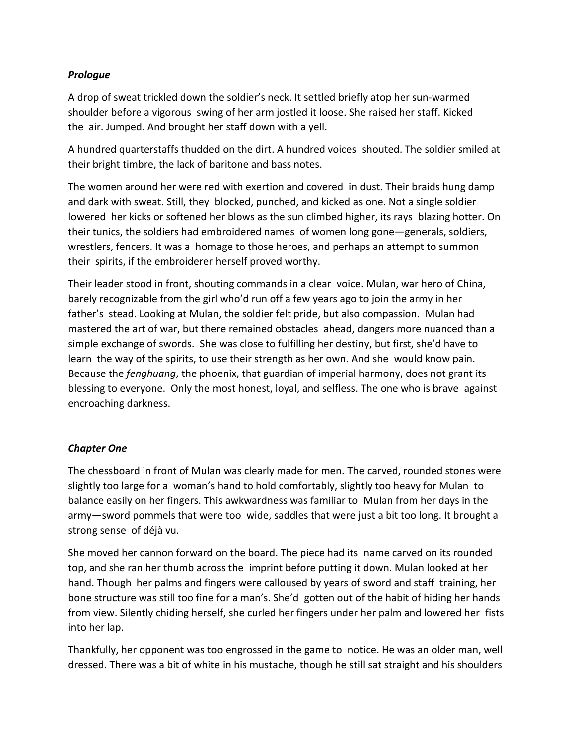### *Prologue*

A drop of sweat trickled down the soldier's neck. It settled briefly atop her sun-warmed shoulder before a vigorous swing of her arm jostled it loose. She raised her staff. Kicked the air. Jumped. And brought her staff down with a yell.

A hundred quarterstaffs thudded on the dirt. A hundred voices shouted. The soldier smiled at their bright timbre, the lack of baritone and bass notes.

The women around her were red with exertion and covered in dust. Their braids hung damp and dark with sweat. Still, they blocked, punched, and kicked as one. Not a single soldier lowered her kicks or softened her blows as the sun climbed higher, its rays blazing hotter. On their tunics, the soldiers had embroidered names of women long gone—generals, soldiers, wrestlers, fencers. It was a homage to those heroes, and perhaps an attempt to summon their spirits, if the embroiderer herself proved worthy.

Their leader stood in front, shouting commands in a clear voice. Mulan, war hero of China, barely recognizable from the girl who'd run off a few years ago to join the army in her father's stead. Looking at Mulan, the soldier felt pride, but also compassion. Mulan had mastered the art of war, but there remained obstacles ahead, dangers more nuanced than a simple exchange of swords. She was close to fulfilling her destiny, but first, she'd have to learn the way of the spirits, to use their strength as her own. And she would know pain. Because the *fenghuang*, the phoenix, that guardian of imperial harmony, does not grant its blessing to everyone. Only the most honest, loyal, and selfless. The one who is brave against encroaching darkness.

### *Chapter One*

The chessboard in front of Mulan was clearly made for men. The carved, rounded stones were slightly too large for a woman's hand to hold comfortably, slightly too heavy for Mulan to balance easily on her fingers. This awkwardness was familiar to Mulan from her days in the army—sword pommels that were too wide, saddles that were just a bit too long. It brought a strong sense of déjà vu.

She moved her cannon forward on the board. The piece had its name carved on its rounded top, and she ran her thumb across the imprint before putting it down. Mulan looked at her hand. Though her palms and fingers were calloused by years of sword and staff training, her bone structure was still too fine for a man's. She'd gotten out of the habit of hiding her hands from view. Silently chiding herself, she curled her fingers under her palm and lowered her fists into her lap.

Thankfully, her opponent was too engrossed in the game to notice. He was an older man, well dressed. There was a bit of white in his mustache, though he still sat straight and his shoulders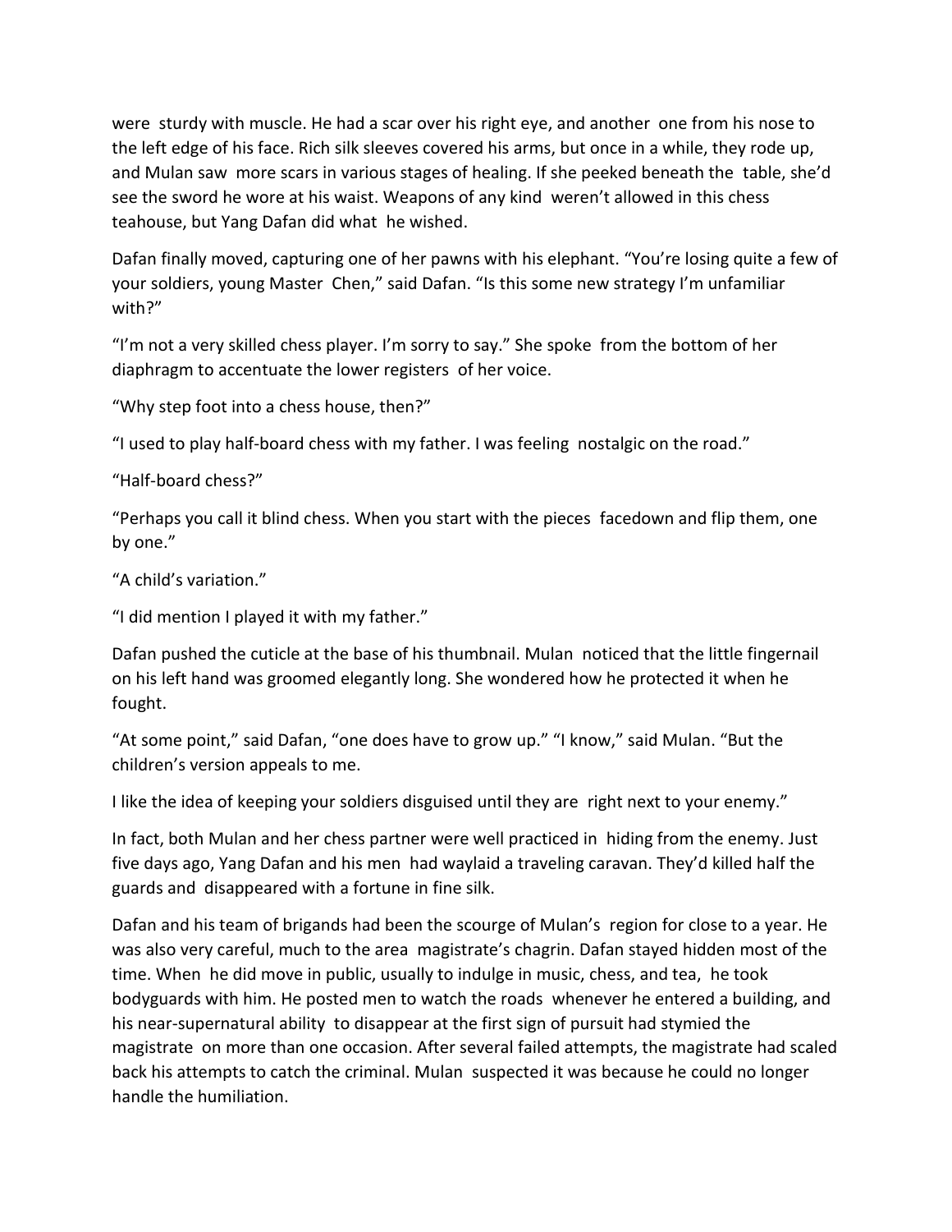were sturdy with muscle. He had a scar over his right eye, and another one from his nose to the left edge of his face. Rich silk sleeves covered his arms, but once in a while, they rode up, and Mulan saw more scars in various stages of healing. If she peeked beneath the table, she'd see the sword he wore at his waist. Weapons of any kind weren't allowed in this chess teahouse, but Yang Dafan did what he wished.

Dafan finally moved, capturing one of her pawns with his elephant. "You're losing quite a few of your soldiers, young Master Chen," said Dafan. "Is this some new strategy I'm unfamiliar with?"

"I'm not a very skilled chess player. I'm sorry to say." She spoke from the bottom of her diaphragm to accentuate the lower registers of her voice.

"Why step foot into a chess house, then?"

"I used to play half-board chess with my father. I was feeling nostalgic on the road."

"Half-board chess?"

"Perhaps you call it blind chess. When you start with the pieces facedown and flip them, one by one."

"A child's variation."

"I did mention I played it with my father."

Dafan pushed the cuticle at the base of his thumbnail. Mulan noticed that the little fingernail on his left hand was groomed elegantly long. She wondered how he protected it when he fought.

"At some point," said Dafan, "one does have to grow up." "I know," said Mulan. "But the children's version appeals to me.

I like the idea of keeping your soldiers disguised until they are right next to your enemy."

In fact, both Mulan and her chess partner were well practiced in hiding from the enemy. Just five days ago, Yang Dafan and his men had waylaid a traveling caravan. They'd killed half the guards and disappeared with a fortune in fine silk.

Dafan and his team of brigands had been the scourge of Mulan's region for close to a year. He was also very careful, much to the area magistrate's chagrin. Dafan stayed hidden most of the time. When he did move in public, usually to indulge in music, chess, and tea, he took bodyguards with him. He posted men to watch the roads whenever he entered a building, and his near-supernatural ability to disappear at the first sign of pursuit had stymied the magistrate on more than one occasion. After several failed attempts, the magistrate had scaled back his attempts to catch the criminal. Mulan suspected it was because he could no longer handle the humiliation.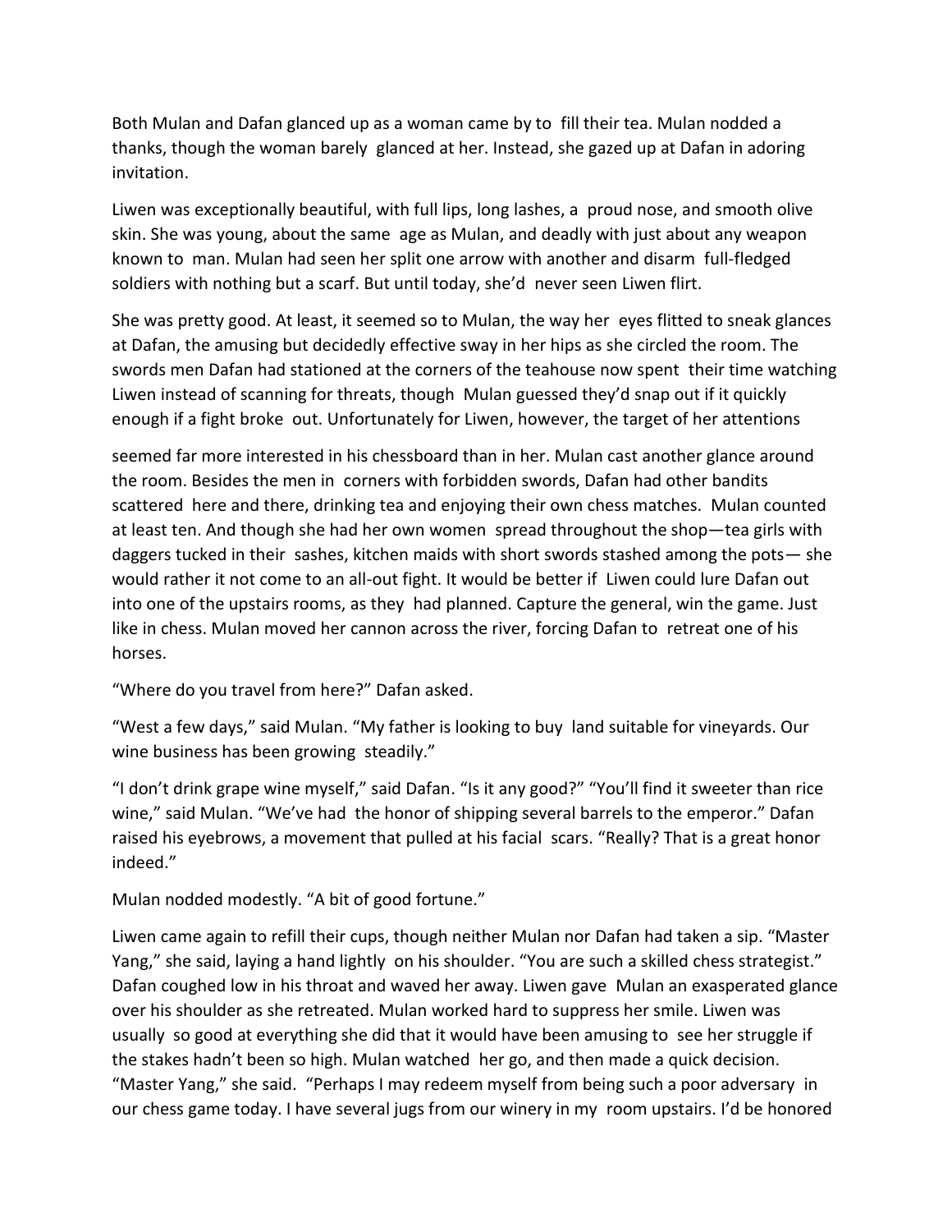Both Mulan and Dafan glanced up as a woman came by to fill their tea. Mulan nodded a thanks, though the woman barely glanced at her. Instead, she gazed up at Dafan in adoring invitation.

Liwen was exceptionally beautiful, with full lips, long lashes, a proud nose, and smooth olive skin. She was young, about the same age as Mulan, and deadly with just about any weapon known to man. Mulan had seen her split one arrow with another and disarm full-fledged soldiers with nothing but a scarf. But until today, she'd never seen Liwen flirt.

She was pretty good. At least, it seemed so to Mulan, the way her eyes flitted to sneak glances at Dafan, the amusing but decidedly effective sway in her hips as she circled the room. The swords men Dafan had stationed at the corners of the teahouse now spent their time watching Liwen instead of scanning for threats, though Mulan guessed they'd snap out if it quickly enough if a fight broke out. Unfortunately for Liwen, however, the target of her attentions seemed far more interested in his chessboard than in her. Mulan cast another glance around the room. Besides the men in corners with forbidden swords, Dafan had other bandits scattered here and there, drinking tea and enjoying their own chess matches. Mulan counted at least ten. And though she had her own women spread throughout the shop—tea girls with daggers tucked in their sashes, kitchen maids with short swords stashed among the pots— she would rather it not come to an all-out fight. It would be better if Liwen could lure Dafan out into one of the upstairs rooms, as they had planned. Capture the general, win the game. Just like in chess. Mulan moved her cannon across the river, forcing Dafan to retreat one of his horses.

"Where do you travel from here?" Dafan asked.

"West a few days," said Mulan. "My father is looking to buy land suitable for vineyards. Our wine business has been growing steadily."

"I don't drink grape wine myself," said Dafan. "Is it any good?" "You'll find it sweeter than rice wine," said Mulan. "We've had the honor of shipping several barrels to the emperor." Dafan raised his eyebrows, a movement that pulled at his facial scars. "Really? That is a great honor indeed."

Mulan nodded modestly. "A bit of good fortune."

Liwen came again to refill their cups, though neither Mulan nor Dafan had taken a sip. "Master Yang," she said, laying a hand lightly on his shoulder. "You are such a skilled chess strategist." Dafan coughed low in his throat and waved her away. Liwen gave Mulan an exasperated glance over his shoulder as she retreated. Mulan worked hard to suppress her smile. Liwen was usually so good at everything she did that it would have been amusing to see her struggle if the stakes hadn't been so high. Mulan watched her go, and then made a quick decision. "Master Yang," she said. "Perhaps I may redeem myself from being such a poor adversary in our chess game today. I have several jugs from our winery in my room upstairs. I'd be honored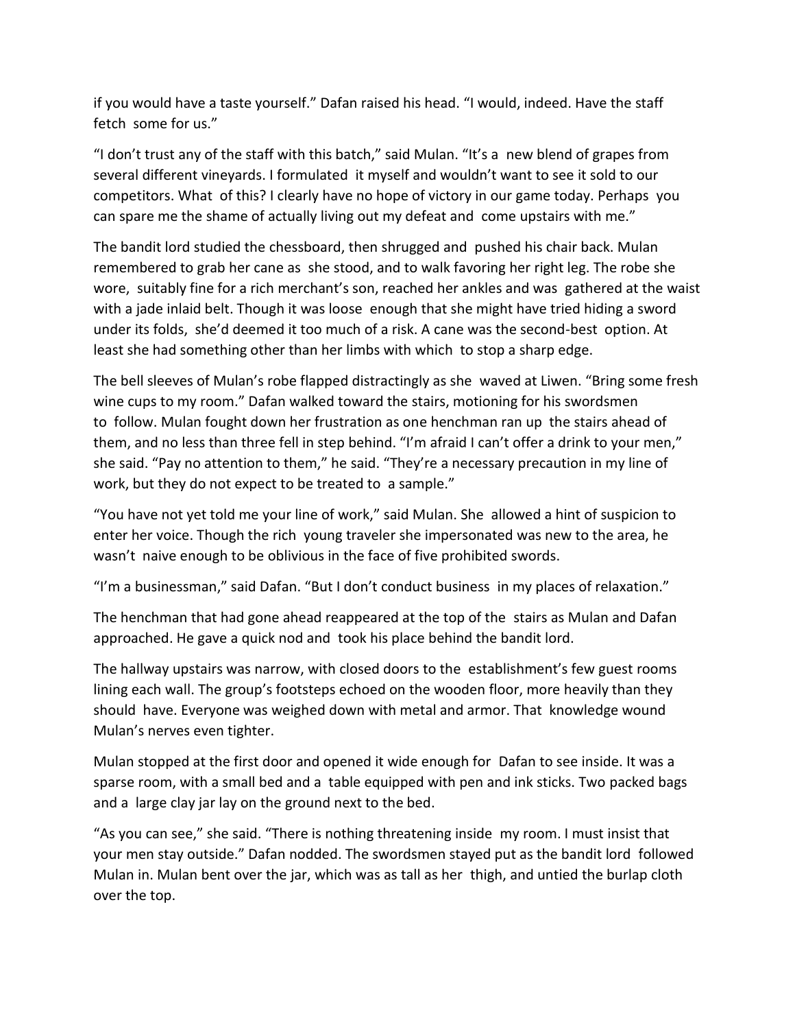if you would have a taste yourself." Dafan raised his head. "I would, indeed. Have the staff fetch some for us."

"I don't trust any of the staff with this batch," said Mulan. "It's a new blend of grapes from several different vineyards. I formulated it myself and wouldn't want to see it sold to our competitors. What of this? I clearly have no hope of victory in our game today. Perhaps you can spare me the shame of actually living out my defeat and come upstairs with me."

The bandit lord studied the chessboard, then shrugged and pushed his chair back. Mulan remembered to grab her cane as she stood, and to walk favoring her right leg. The robe she wore, suitably fine for a rich merchant's son, reached her ankles and was gathered at the waist with a jade inlaid belt. Though it was loose enough that she might have tried hiding a sword under its folds, she'd deemed it too much of a risk. A cane was the second-best option. At least she had something other than her limbs with which to stop a sharp edge.

The bell sleeves of Mulan's robe flapped distractingly as she waved at Liwen. "Bring some fresh wine cups to my room." Dafan walked toward the stairs, motioning for his swordsmen to follow. Mulan fought down her frustration as one henchman ran up the stairs ahead of them, and no less than three fell in step behind. "I'm afraid I can't offer a drink to your men," she said. "Pay no attention to them," he said. "They're a necessary precaution in my line of work, but they do not expect to be treated to a sample."

"You have not yet told me your line of work," said Mulan. She allowed a hint of suspicion to enter her voice. Though the rich young traveler she impersonated was new to the area, he wasn't naive enough to be oblivious in the face of five prohibited swords.

"I'm a businessman," said Dafan. "But I don't conduct business in my places of relaxation."

The henchman that had gone ahead reappeared at the top of the stairs as Mulan and Dafan approached. He gave a quick nod and took his place behind the bandit lord.

The hallway upstairs was narrow, with closed doors to the establishment's few guest rooms lining each wall. The group's footsteps echoed on the wooden floor, more heavily than they should have. Everyone was weighed down with metal and armor. That knowledge wound Mulan's nerves even tighter.

Mulan stopped at the first door and opened it wide enough for Dafan to see inside. It was a sparse room, with a small bed and a table equipped with pen and ink sticks. Two packed bags and a large clay jar lay on the ground next to the bed.

"As you can see," she said. "There is nothing threatening inside my room. I must insist that your men stay outside." Dafan nodded. The swordsmen stayed put as the bandit lord followed Mulan in. Mulan bent over the jar, which was as tall as her thigh, and untied the burlap cloth over the top.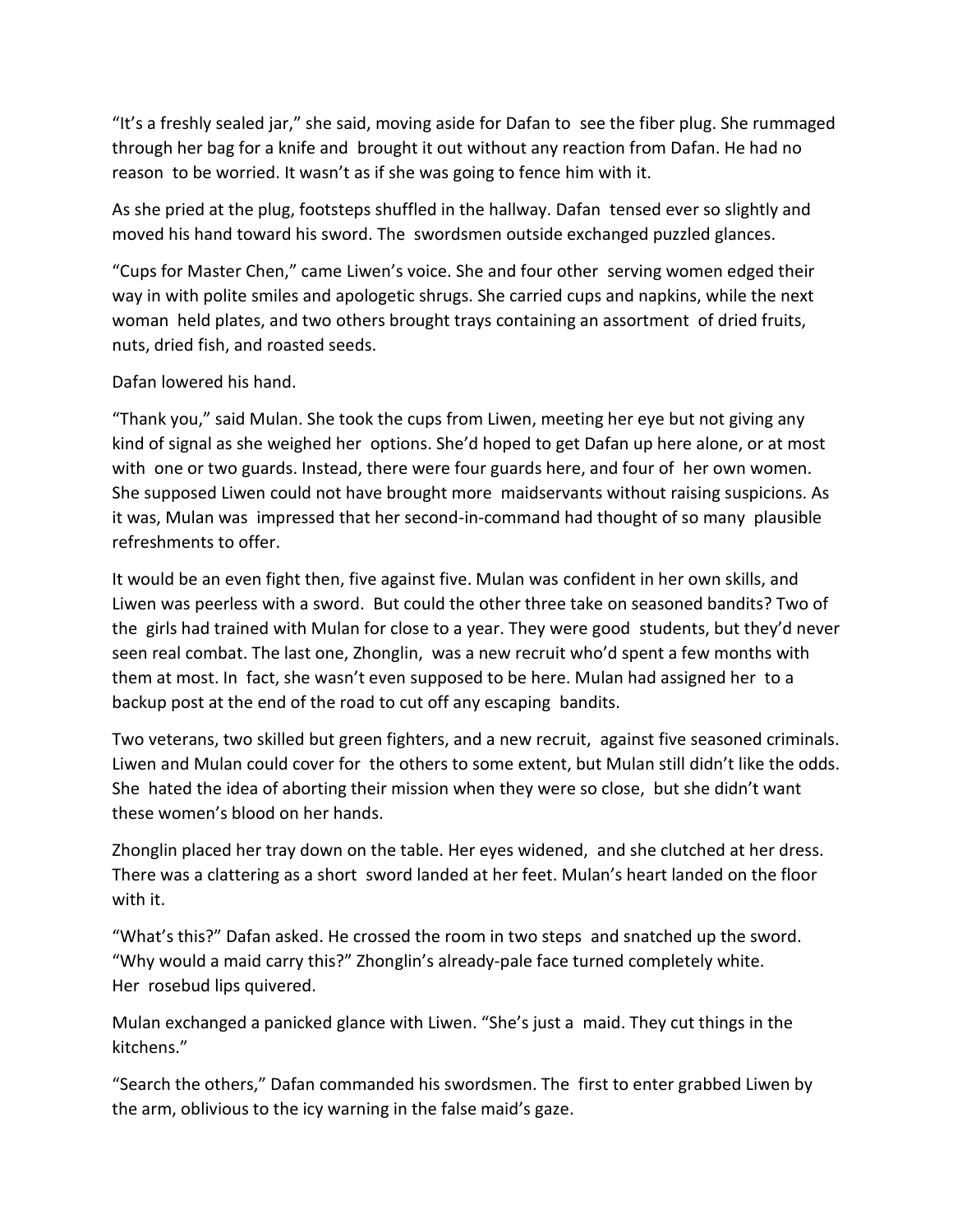"It's a freshly sealed jar," she said, moving aside for Dafan to see the fiber plug. She rummaged through her bag for a knife and brought it out without any reaction from Dafan. He had no reason to be worried. It wasn't as if she was going to fence him with it.

As she pried at the plug, footsteps shuffled in the hallway. Dafan tensed ever so slightly and moved his hand toward his sword. The swordsmen outside exchanged puzzled glances.

"Cups for Master Chen," came Liwen's voice. She and four other serving women edged their way in with polite smiles and apologetic shrugs. She carried cups and napkins, while the next woman held plates, and two others brought trays containing an assortment of dried fruits, nuts, dried fish, and roasted seeds.

Dafan lowered his hand.

"Thank you," said Mulan. She took the cups from Liwen, meeting her eye but not giving any kind of signal as she weighed her options. She'd hoped to get Dafan up here alone, or at most with one or two guards. Instead, there were four guards here, and four of her own women. She supposed Liwen could not have brought more maidservants without raising suspicions. As it was, Mulan was impressed that her second-in-command had thought of so many plausible refreshments to offer.

It would be an even fight then, five against five. Mulan was confident in her own skills, and Liwen was peerless with a sword. But could the other three take on seasoned bandits? Two of the girls had trained with Mulan for close to a year. They were good students, but they'd never seen real combat. The last one, Zhonglin, was a new recruit who'd spent a few months with them at most. In fact, she wasn't even supposed to be here. Mulan had assigned her to a backup post at the end of the road to cut off any escaping bandits.

Two veterans, two skilled but green fighters, and a new recruit, against five seasoned criminals. Liwen and Mulan could cover for the others to some extent, but Mulan still didn't like the odds. She hated the idea of aborting their mission when they were so close, but she didn't want these women's blood on her hands.

Zhonglin placed her tray down on the table. Her eyes widened, and she clutched at her dress. There was a clattering as a short sword landed at her feet. Mulan's heart landed on the floor with it.

"What's this?" Dafan asked. He crossed the room in two steps and snatched up the sword. "Why would a maid carry this?" Zhonglin's already-pale face turned completely white. Her rosebud lips quivered.

Mulan exchanged a panicked glance with Liwen. "She's just a maid. They cut things in the kitchens."

"Search the others," Dafan commanded his swordsmen. The first to enter grabbed Liwen by the arm, oblivious to the icy warning in the false maid's gaze.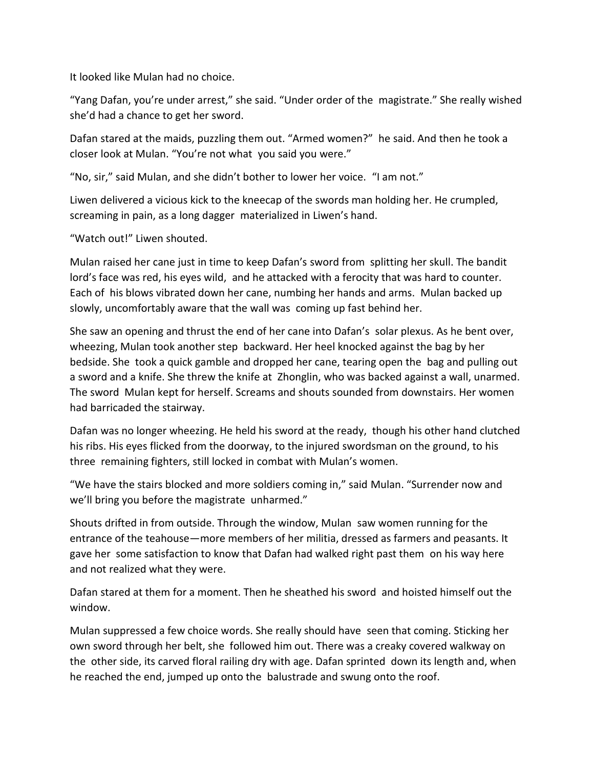It looked like Mulan had no choice.

"Yang Dafan, you're under arrest," she said. "Under order of the magistrate." She really wished she'd had a chance to get her sword.

Dafan stared at the maids, puzzling them out. "Armed women?" he said. And then he took a closer look at Mulan. "You're not what you said you were."

"No, sir," said Mulan, and she didn't bother to lower her voice. "I am not."

Liwen delivered a vicious kick to the kneecap of the swords man holding her. He crumpled, screaming in pain, as a long dagger materialized in Liwen's hand.

"Watch out!" Liwen shouted.

Mulan raised her cane just in time to keep Dafan's sword from splitting her skull. The bandit lord's face was red, his eyes wild, and he attacked with a ferocity that was hard to counter. Each of his blows vibrated down her cane, numbing her hands and arms. Mulan backed up slowly, uncomfortably aware that the wall was coming up fast behind her.

She saw an opening and thrust the end of her cane into Dafan's solar plexus. As he bent over, wheezing, Mulan took another step backward. Her heel knocked against the bag by her bedside. She took a quick gamble and dropped her cane, tearing open the bag and pulling out a sword and a knife. She threw the knife at Zhonglin, who was backed against a wall, unarmed. The sword Mulan kept for herself. Screams and shouts sounded from downstairs. Her women had barricaded the stairway.

Dafan was no longer wheezing. He held his sword at the ready, though his other hand clutched his ribs. His eyes flicked from the doorway, to the injured swordsman on the ground, to his three remaining fighters, still locked in combat with Mulan's women.

"We have the stairs blocked and more soldiers coming in," said Mulan. "Surrender now and we'll bring you before the magistrate unharmed."

Shouts drifted in from outside. Through the window, Mulan saw women running for the entrance of the teahouse—more members of her militia, dressed as farmers and peasants. It gave her some satisfaction to know that Dafan had walked right past them on his way here and not realized what they were.

Dafan stared at them for a moment. Then he sheathed his sword and hoisted himself out the window.

Mulan suppressed a few choice words. She really should have seen that coming. Sticking her own sword through her belt, she followed him out. There was a creaky covered walkway on the other side, its carved floral railing dry with age. Dafan sprinted down its length and, when he reached the end, jumped up onto the balustrade and swung onto the roof.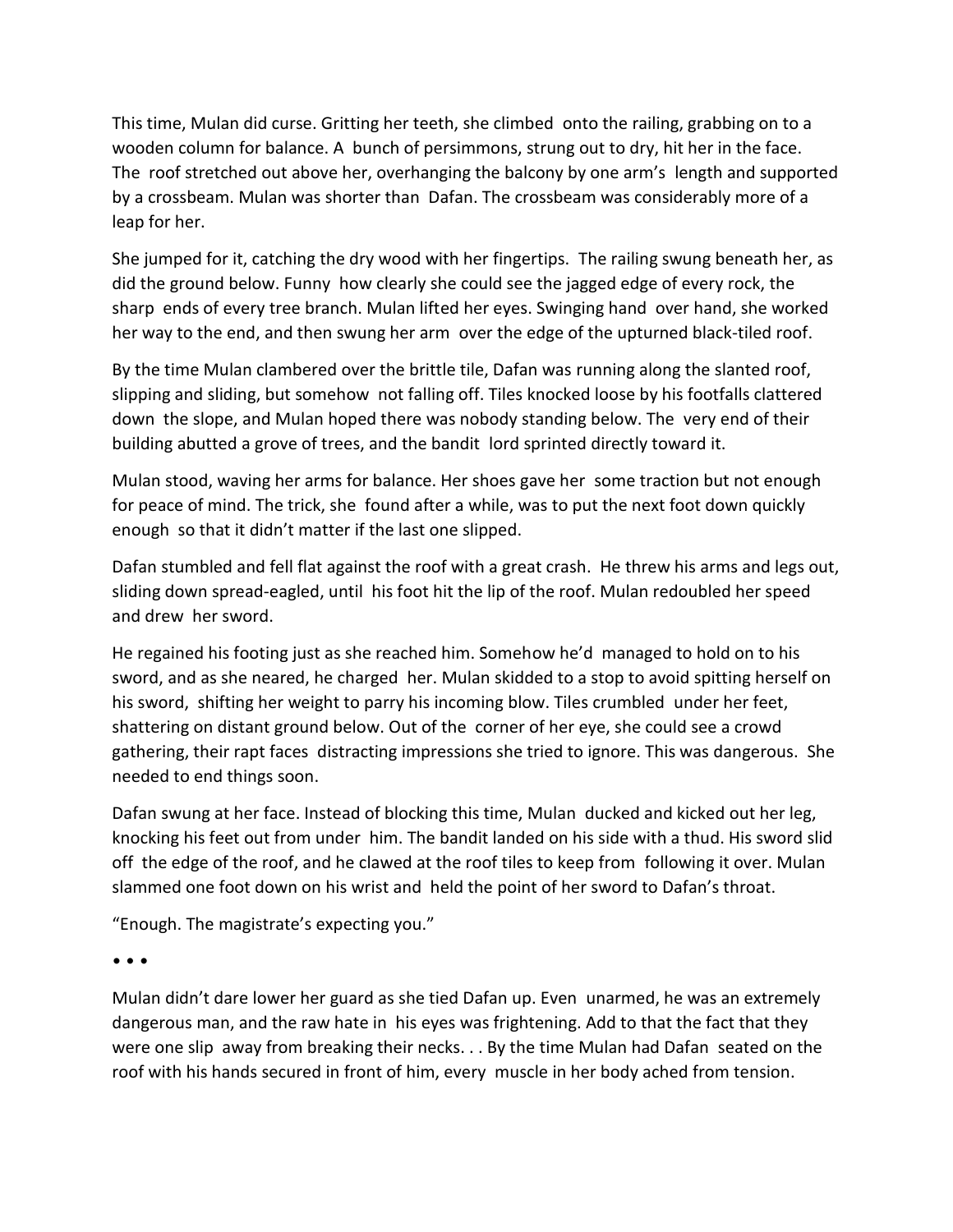This time, Mulan did curse. Gritting her teeth, she climbed onto the railing, grabbing on to a wooden column for balance. A bunch of persimmons, strung out to dry, hit her in the face. The roof stretched out above her, overhanging the balcony by one arm's length and supported by a crossbeam. Mulan was shorter than Dafan. The crossbeam was considerably more of a leap for her.

She jumped for it, catching the dry wood with her fingertips. The railing swung beneath her, as did the ground below. Funny how clearly she could see the jagged edge of every rock, the sharp ends of every tree branch. Mulan lifted her eyes. Swinging hand over hand, she worked her way to the end, and then swung her arm over the edge of the upturned black-tiled roof.

By the time Mulan clambered over the brittle tile, Dafan was running along the slanted roof, slipping and sliding, but somehow not falling off. Tiles knocked loose by his footfalls clattered down the slope, and Mulan hoped there was nobody standing below. The very end of their building abutted a grove of trees, and the bandit lord sprinted directly toward it.

Mulan stood, waving her arms for balance. Her shoes gave her some traction but not enough for peace of mind. The trick, she found after a while, was to put the next foot down quickly enough so that it didn't matter if the last one slipped.

Dafan stumbled and fell flat against the roof with a great crash. He threw his arms and legs out, sliding down spread-eagled, until his foot hit the lip of the roof. Mulan redoubled her speed and drew her sword.

He regained his footing just as she reached him. Somehow he'd managed to hold on to his sword, and as she neared, he charged her. Mulan skidded to a stop to avoid spitting herself on his sword, shifting her weight to parry his incoming blow. Tiles crumbled under her feet, shattering on distant ground below. Out of the corner of her eye, she could see a crowd gathering, their rapt faces distracting impressions she tried to ignore. This was dangerous. She needed to end things soon.

Dafan swung at her face. Instead of blocking this time, Mulan ducked and kicked out her leg, knocking his feet out from under him. The bandit landed on his side with a thud. His sword slid off the edge of the roof, and he clawed at the roof tiles to keep from following it over. Mulan slammed one foot down on his wrist and held the point of her sword to Dafan's throat.

"Enough. The magistrate's expecting you."

• • •

Mulan didn't dare lower her guard as she tied Dafan up. Even unarmed, he was an extremely dangerous man, and the raw hate in his eyes was frightening. Add to that the fact that they were one slip away from breaking their necks. . . By the time Mulan had Dafan seated on the roof with his hands secured in front of him, every muscle in her body ached from tension.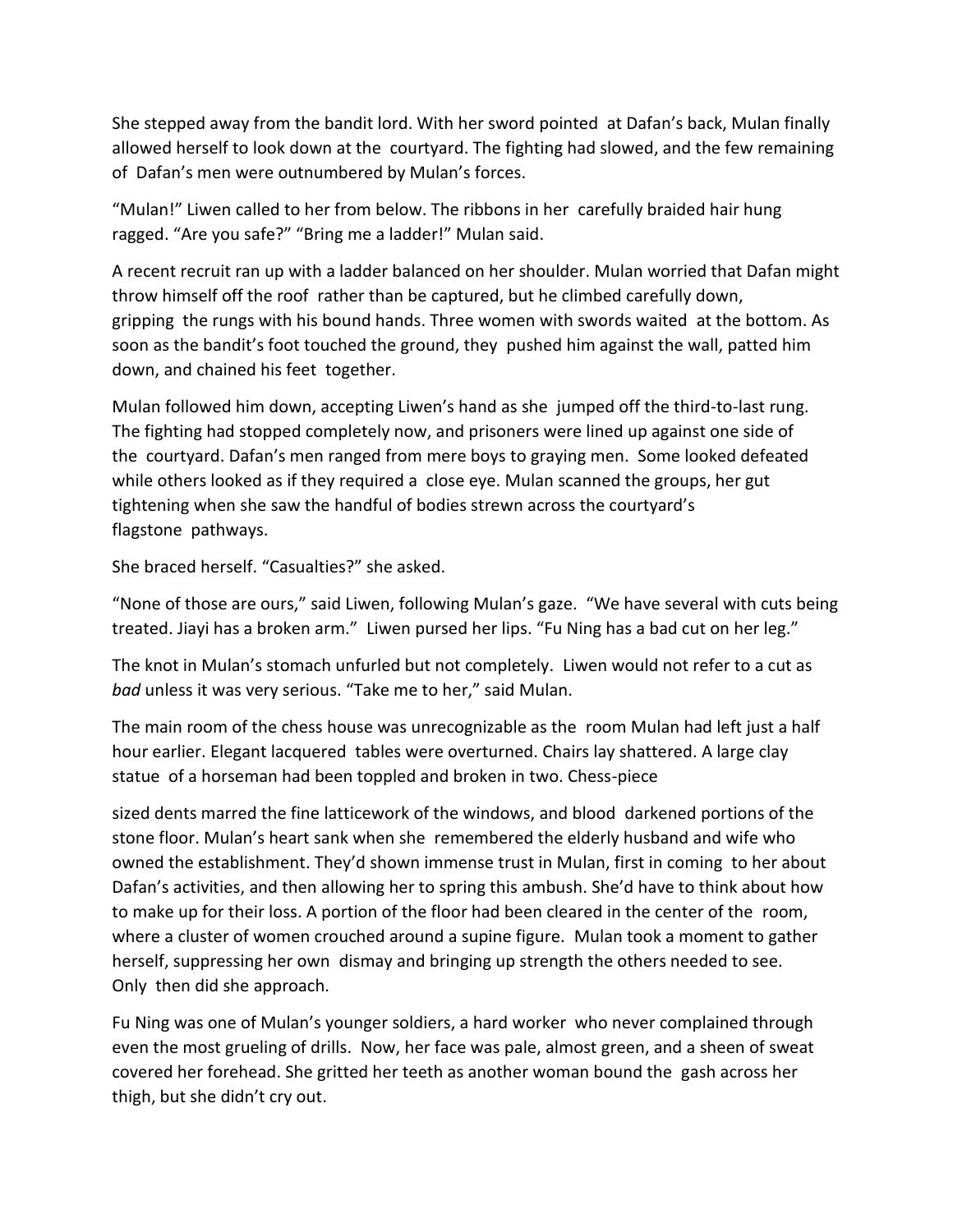She stepped away from the bandit lord. With her sword pointed at Dafan's back, Mulan finally allowed herself to look down at the courtyard. The fighting had slowed, and the few remaining of Dafan's men were outnumbered by Mulan's forces.

"Mulan!" Liwen called to her from below. The ribbons in her carefully braided hair hung ragged. "Are you safe?" "Bring me a ladder!" Mulan said.

A recent recruit ran up with a ladder balanced on her shoulder. Mulan worried that Dafan might throw himself off the roof rather than be captured, but he climbed carefully down, gripping the rungs with his bound hands. Three women with swords waited at the bottom. As soon as the bandit's foot touched the ground, they pushed him against the wall, patted him down, and chained his feet together.

Mulan followed him down, accepting Liwen's hand as she jumped off the third-to-last rung. The fighting had stopped completely now, and prisoners were lined up against one side of the courtyard. Dafan's men ranged from mere boys to graying men. Some looked defeated while others looked as if they required a close eye. Mulan scanned the groups, her gut tightening when she saw the handful of bodies strewn across the courtyard's flagstone pathways.

She braced herself. "Casualties?" she asked.

"None of those are ours," said Liwen, following Mulan's gaze. "We have several with cuts being treated. Jiayi has a broken arm." Liwen pursed her lips. "Fu Ning has a bad cut on her leg."

The knot in Mulan's stomach unfurled but not completely. Liwen would not refer to a cut as *bad* unless it was very serious. "Take me to her," said Mulan.

The main room of the chess house was unrecognizable as the room Mulan had left just a half hour earlier. Elegant lacquered tables were overturned. Chairs lay shattered. A large clay statue of a horseman had been toppled and broken in two. Chess-piece sized dents marred the fine latticework of the windows, and blood darkened portions of the stone floor. Mulan's heart sank when she remembered the elderly husband and wife who owned the establishment. They'd shown immense trust in Mulan, first in coming to her about Dafan's activities, and then allowing her to spring this ambush. She'd have to think about how to make up for their loss. A portion of the floor had been cleared in the center of the room, where a cluster of women crouched around a supine figure. Mulan took a moment to gather herself, suppressing her own dismay and bringing up strength the others needed to see. Only then did she approach.

Fu Ning was one of Mulan's younger soldiers, a hard worker who never complained through even the most grueling of drills. Now, her face was pale, almost green, and a sheen of sweat covered her forehead. She gritted her teeth as another woman bound the gash across her thigh, but she didn't cry out.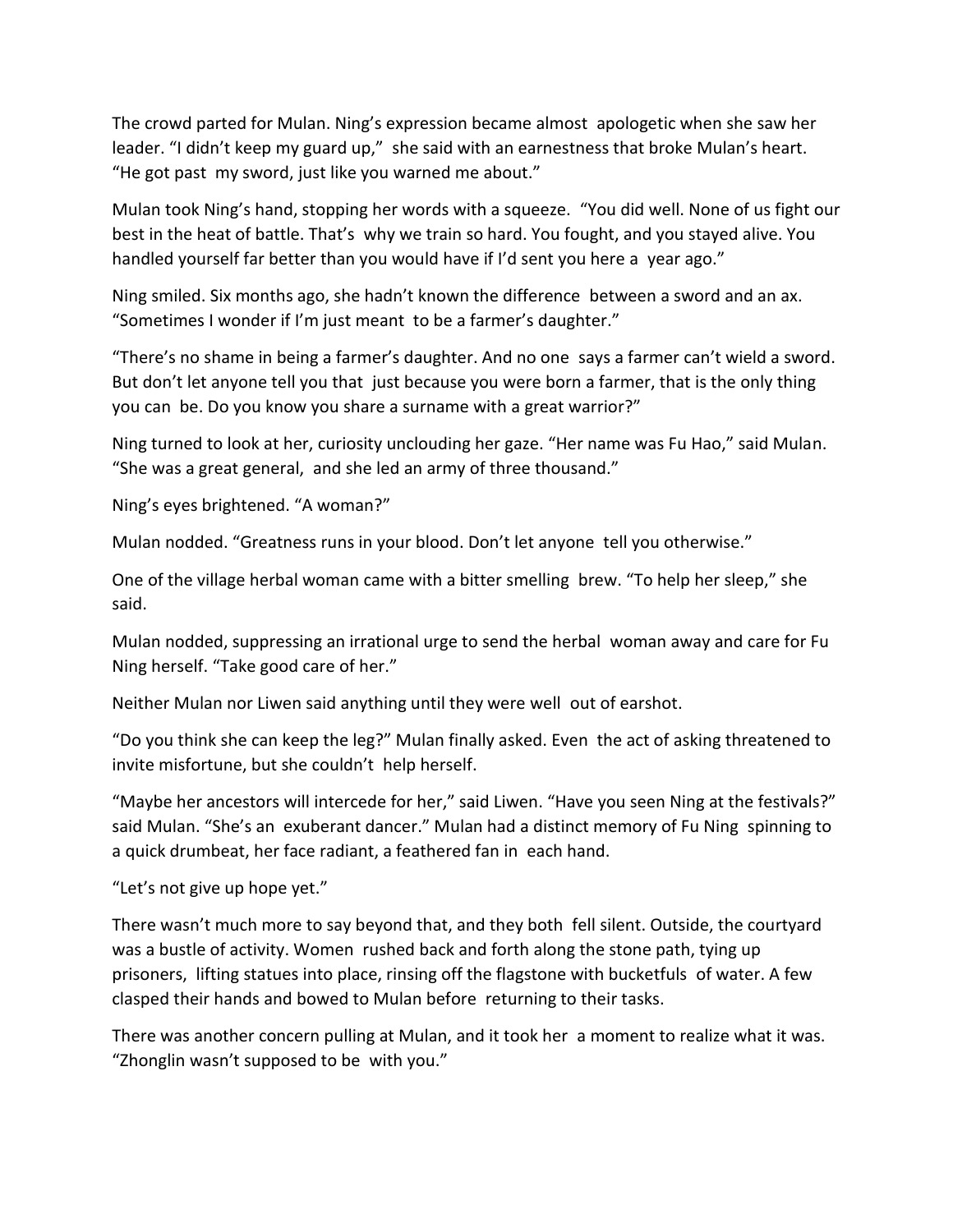The crowd parted for Mulan. Ning's expression became almost apologetic when she saw her leader. "I didn't keep my guard up," she said with an earnestness that broke Mulan's heart. "He got past my sword, just like you warned me about."

Mulan took Ning's hand, stopping her words with a squeeze. "You did well. None of us fight our best in the heat of battle. That's why we train so hard. You fought, and you stayed alive. You handled yourself far better than you would have if I'd sent you here a year ago."

Ning smiled. Six months ago, she hadn't known the difference between a sword and an ax. "Sometimes I wonder if I'm just meant to be a farmer's daughter."

"There's no shame in being a farmer's daughter. And no one says a farmer can't wield a sword. But don't let anyone tell you that just because you were born a farmer, that is the only thing you can be. Do you know you share a surname with a great warrior?"

Ning turned to look at her, curiosity unclouding her gaze. "Her name was Fu Hao," said Mulan. "She was a great general, and she led an army of three thousand."

Ning's eyes brightened. "A woman?"

Mulan nodded. "Greatness runs in your blood. Don't let anyone tell you otherwise."

One of the village herbal woman came with a bitter smelling brew. "To help her sleep," she said.

Mulan nodded, suppressing an irrational urge to send the herbal woman away and care for Fu Ning herself. "Take good care of her."

Neither Mulan nor Liwen said anything until they were well out of earshot.

"Do you think she can keep the leg?" Mulan finally asked. Even the act of asking threatened to invite misfortune, but she couldn't help herself.

"Maybe her ancestors will intercede for her," said Liwen. "Have you seen Ning at the festivals?" said Mulan. "She's an exuberant dancer." Mulan had a distinct memory of Fu Ning spinning to a quick drumbeat, her face radiant, a feathered fan in each hand.

"Let's not give up hope yet."

There wasn't much more to say beyond that, and they both fell silent. Outside, the courtyard was a bustle of activity. Women rushed back and forth along the stone path, tying up prisoners, lifting statues into place, rinsing off the flagstone with bucketfuls of water. A few clasped their hands and bowed to Mulan before returning to their tasks.

There was another concern pulling at Mulan, and it took her a moment to realize what it was. "Zhonglin wasn't supposed to be with you."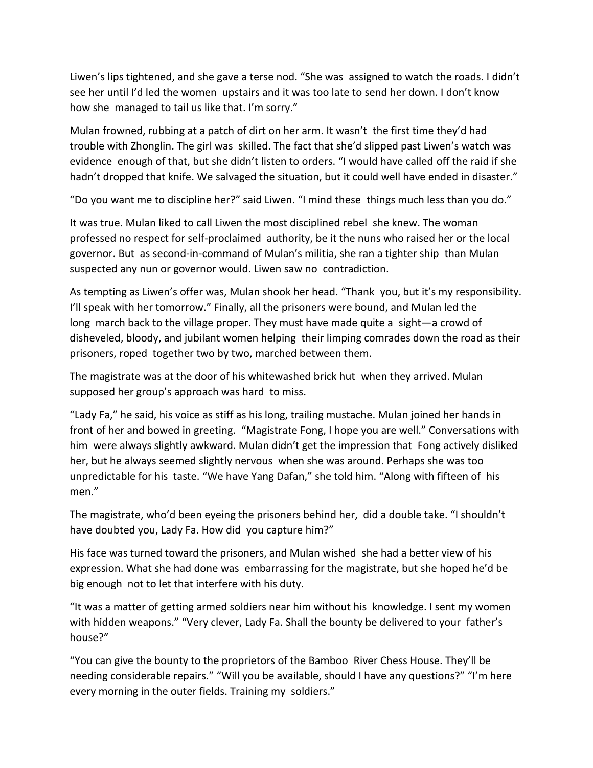Liwen's lips tightened, and she gave a terse nod. "She was assigned to watch the roads. I didn't see her until I'd led the women upstairs and it was too late to send her down. I don't know how she managed to tail us like that. I'm sorry."

Mulan frowned, rubbing at a patch of dirt on her arm. It wasn't the first time they'd had trouble with Zhonglin. The girl was skilled. The fact that she'd slipped past Liwen's watch was evidence enough of that, but she didn't listen to orders. "I would have called off the raid if she hadn't dropped that knife. We salvaged the situation, but it could well have ended in disaster."

"Do you want me to discipline her?" said Liwen. "I mind these things much less than you do."

It was true. Mulan liked to call Liwen the most disciplined rebel she knew. The woman professed no respect for self-proclaimed authority, be it the nuns who raised her or the local governor. But as second-in-command of Mulan's militia, she ran a tighter ship than Mulan suspected any nun or governor would. Liwen saw no contradiction.

As tempting as Liwen's offer was, Mulan shook her head. "Thank you, but it's my responsibility. I'll speak with her tomorrow." Finally, all the prisoners were bound, and Mulan led the long march back to the village proper. They must have made quite a sight—a crowd of disheveled, bloody, and jubilant women helping their limping comrades down the road as their prisoners, roped together two by two, marched between them.

The magistrate was at the door of his whitewashed brick hut when they arrived. Mulan supposed her group's approach was hard to miss.

"Lady Fa," he said, his voice as stiff as his long, trailing mustache. Mulan joined her hands in front of her and bowed in greeting. "Magistrate Fong, I hope you are well." Conversations with him were always slightly awkward. Mulan didn't get the impression that Fong actively disliked her, but he always seemed slightly nervous when she was around. Perhaps she was too unpredictable for his taste. "We have Yang Dafan," she told him. "Along with fifteen of his men."

The magistrate, who'd been eyeing the prisoners behind her, did a double take. "I shouldn't have doubted you, Lady Fa. How did you capture him?"

His face was turned toward the prisoners, and Mulan wished she had a better view of his expression. What she had done was embarrassing for the magistrate, but she hoped he'd be big enough not to let that interfere with his duty.

"It was a matter of getting armed soldiers near him without his knowledge. I sent my women with hidden weapons." "Very clever, Lady Fa. Shall the bounty be delivered to your father's house?"

"You can give the bounty to the proprietors of the Bamboo River Chess House. They'll be needing considerable repairs." "Will you be available, should I have any questions?" "I'm here every morning in the outer fields. Training my soldiers."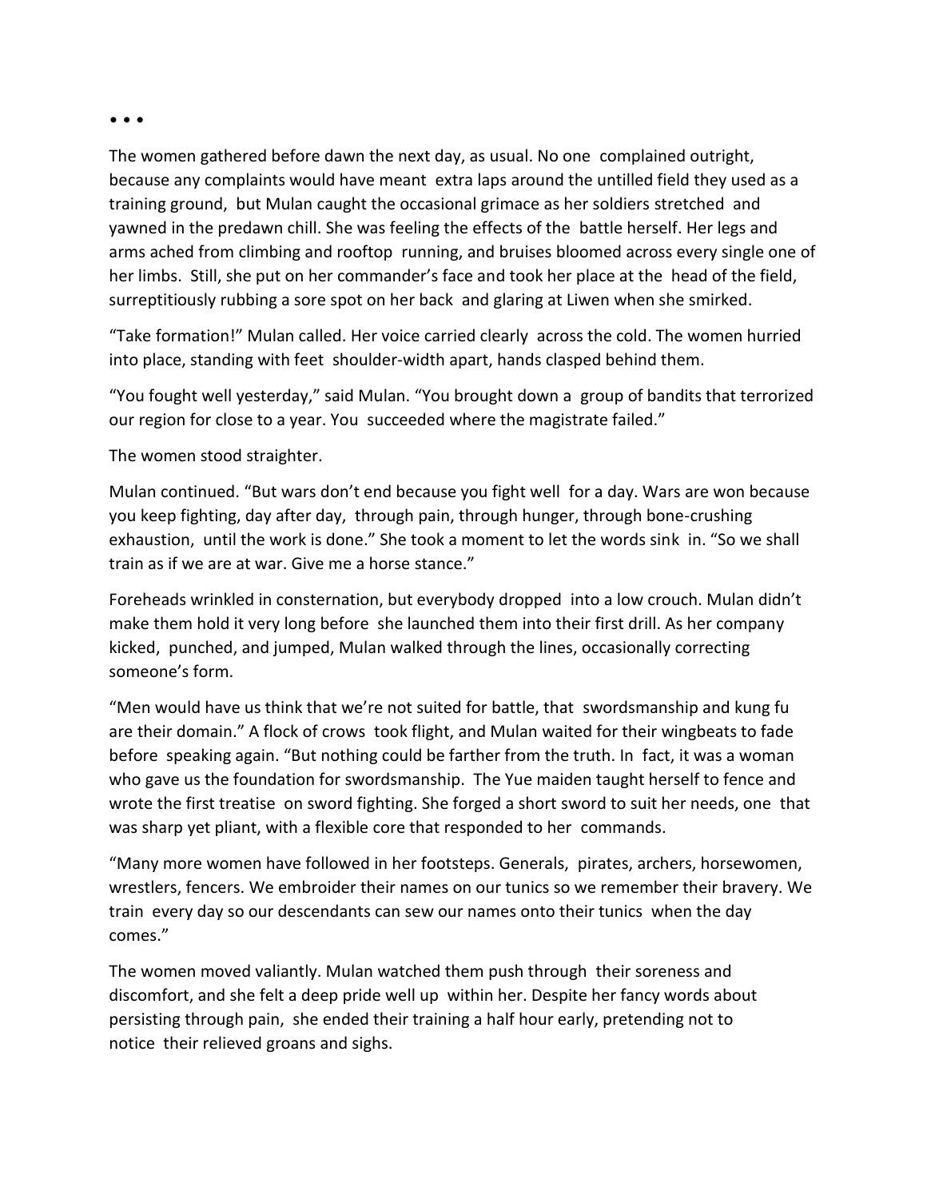• • •

The women gathered before dawn the next day, as usual. No one complained outright, because any complaints would have meant extra laps around the untilled field they used as a training ground, but Mulan caught the occasional grimace as her soldiers stretched and yawned in the predawn chill. She was feeling the effects of the battle herself. Her legs and arms ached from climbing and rooftop running, and bruises bloomed across every single one of her limbs. Still, she put on her commander's face and took her place at the head of the field, surreptitiously rubbing a sore spot on her back and glaring at Liwen when she smirked.

"Take formation!" Mulan called. Her voice carried clearly across the cold. The women hurried into place, standing with feet shoulder-width apart, hands clasped behind them.

"You fought well yesterday," said Mulan. "You brought down a group of bandits that terrorized our region for close to a year. You succeeded where the magistrate failed."

The women stood straighter.

Mulan continued. "But wars don't end because you fight well for a day. Wars are won because you keep fighting, day after day, through pain, through hunger, through bone-crushing exhaustion, until the work is done." She took a moment to let the words sink in. "So we shall train as if we are at war. Give me a horse stance."

Foreheads wrinkled in consternation, but everybody dropped into a low crouch. Mulan didn't make them hold it very long before she launched them into their first drill. As her company kicked, punched, and jumped, Mulan walked through the lines, occasionally correcting someone's form.

"Men would have us think that we're not suited for battle, that swordsmanship and kung fu are their domain." A flock of crows took flight, and Mulan waited for their wingbeats to fade before speaking again. "But nothing could be farther from the truth. In fact, it was a woman who gave us the foundation for swordsmanship. The Yue maiden taught herself to fence and wrote the first treatise on sword fighting. She forged a short sword to suit her needs, one that was sharp yet pliant, with a flexible core that responded to her commands.

"Many more women have followed in her footsteps. Generals, pirates, archers, horsewomen, wrestlers, fencers. We embroider their names on our tunics so we remember their bravery. We train every day so our descendants can sew our names onto their tunics when the day comes."

The women moved valiantly. Mulan watched them push through their soreness and discomfort, and she felt a deep pride well up within her. Despite her fancy words about persisting through pain, she ended their training a half hour early, pretending not to notice their relieved groans and sighs.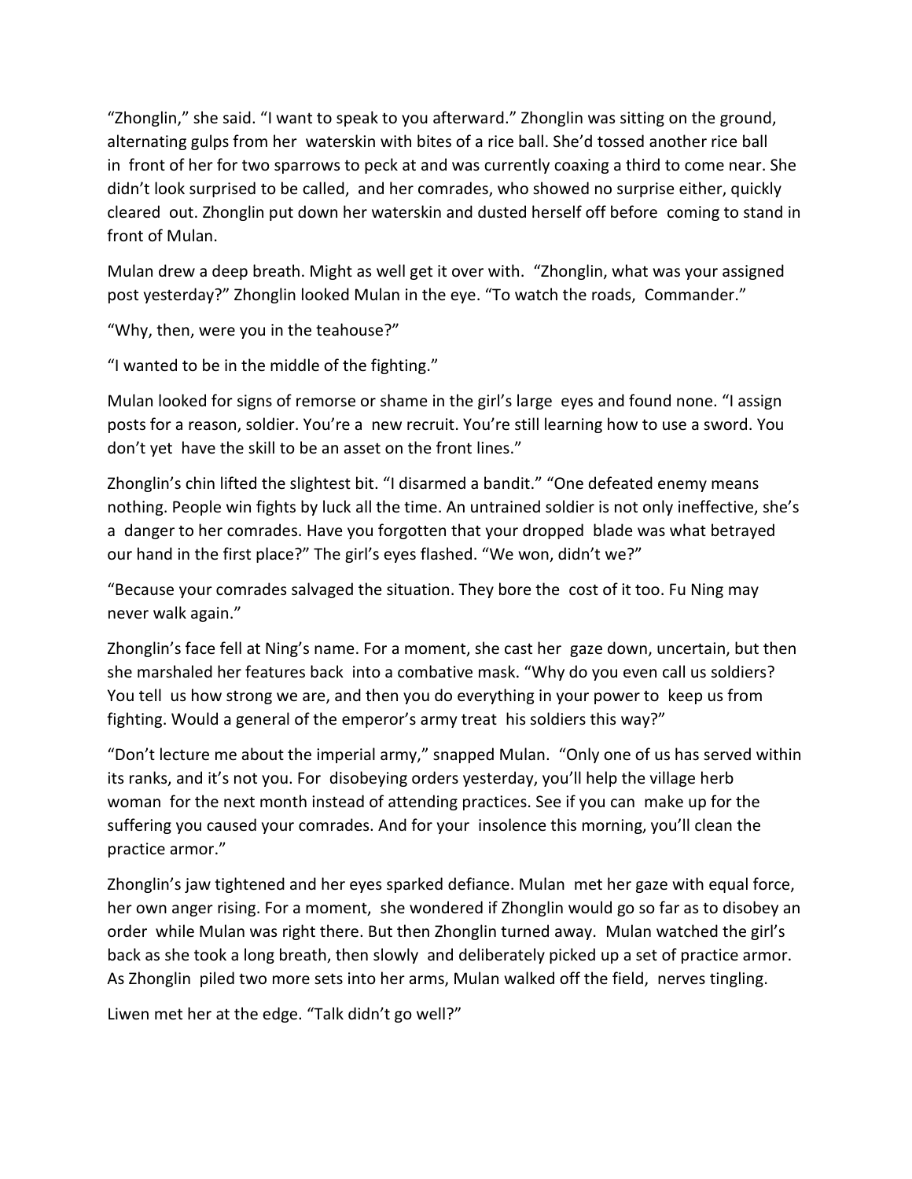"Zhonglin," she said. "I want to speak to you afterward." Zhonglin was sitting on the ground, alternating gulps from her waterskin with bites of a rice ball. She'd tossed another rice ball in front of her for two sparrows to peck at and was currently coaxing a third to come near. She didn't look surprised to be called, and her comrades, who showed no surprise either, quickly cleared out. Zhonglin put down her waterskin and dusted herself off before coming to stand in front of Mulan.

Mulan drew a deep breath. Might as well get it over with. "Zhonglin, what was your assigned post yesterday?" Zhonglin looked Mulan in the eye. "To watch the roads, Commander."

"Why, then, were you in the teahouse?"

"I wanted to be in the middle of the fighting."

Mulan looked for signs of remorse or shame in the girl's large eyes and found none. "I assign posts for a reason, soldier. You're a new recruit. You're still learning how to use a sword. You don't yet have the skill to be an asset on the front lines."

Zhonglin's chin lifted the slightest bit. "I disarmed a bandit." "One defeated enemy means nothing. People win fights by luck all the time. An untrained soldier is not only ineffective, she's a danger to her comrades. Have you forgotten that your dropped blade was what betrayed our hand in the first place?" The girl's eyes flashed. "We won, didn't we?"

"Because your comrades salvaged the situation. They bore the cost of it too. Fu Ning may never walk again."

Zhonglin's face fell at Ning's name. For a moment, she cast her gaze down, uncertain, but then she marshaled her features back into a combative mask. "Why do you even call us soldiers? You tell us how strong we are, and then you do everything in your power to keep us from fighting. Would a general of the emperor's army treat his soldiers this way?"

"Don't lecture me about the imperial army," snapped Mulan. "Only one of us has served within its ranks, and it's not you. For disobeying orders yesterday, you'll help the village herb woman for the next month instead of attending practices. See if you can make up for the suffering you caused your comrades. And for your insolence this morning, you'll clean the practice armor."

Zhonglin's jaw tightened and her eyes sparked defiance. Mulan met her gaze with equal force, her own anger rising. For a moment, she wondered if Zhonglin would go so far as to disobey an order while Mulan was right there. But then Zhonglin turned away. Mulan watched the girl's back as she took a long breath, then slowly and deliberately picked up a set of practice armor. As Zhonglin piled two more sets into her arms, Mulan walked off the field, nerves tingling.

Liwen met her at the edge. "Talk didn't go well?"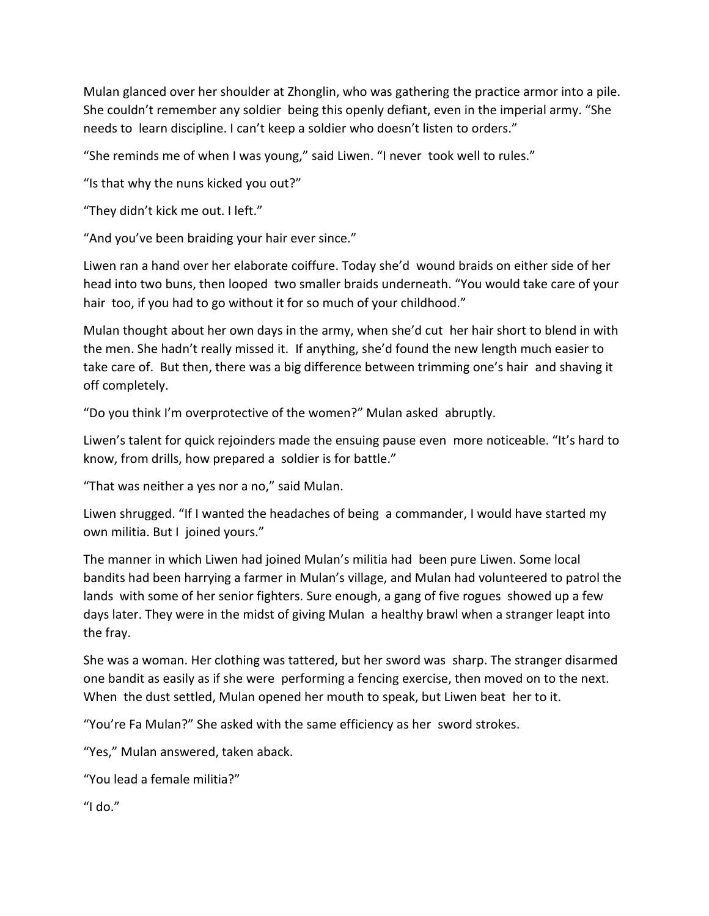Mulan glanced over her shoulder at Zhonglin, who was gathering the practice armor into a pile. She couldn't remember any soldier being this openly defiant, even in the imperial army. "She needs to learn discipline. I can't keep a soldier who doesn't listen to orders."

"She reminds me of when I was young," said Liwen. "I never took well to rules."

"Is that why the nuns kicked you out?"

"They didn't kick me out. I left."

"And you've been braiding your hair ever since."

Liwen ran a hand over her elaborate coiffure. Today she'd wound braids on either side of her head into two buns, then looped two smaller braids underneath. "You would take care of your hair too, if you had to go without it for so much of your childhood."

Mulan thought about her own days in the army, when she'd cut her hair short to blend in with the men. She hadn't really missed it. If anything, she'd found the new length much easier to take care of. But then, there was a big difference between trimming one's hair and shaving it off completely.

"Do you think I'm overprotective of the women?" Mulan asked abruptly.

Liwen's talent for quick rejoinders made the ensuing pause even more noticeable. "It's hard to know, from drills, how prepared a soldier is for battle."

"That was neither a yes nor a no," said Mulan.

Liwen shrugged. "If I wanted the headaches of being a commander, I would have started my own militia. But I joined yours."

The manner in which Liwen had joined Mulan's militia had been pure Liwen. Some local bandits had been harrying a farmer in Mulan's village, and Mulan had volunteered to patrol the lands with some of her senior fighters. Sure enough, a gang of five rogues showed up a few days later. They were in the midst of giving Mulan a healthy brawl when a stranger leapt into the fray.

She was a woman. Her clothing was tattered, but her sword was sharp. The stranger disarmed one bandit as easily as if she were performing a fencing exercise, then moved on to the next. When the dust settled, Mulan opened her mouth to speak, but Liwen beat her to it.

"You're Fa Mulan?" She asked with the same efficiency as her sword strokes.

"Yes," Mulan answered, taken aback.

"You lead a female militia?"

"I do."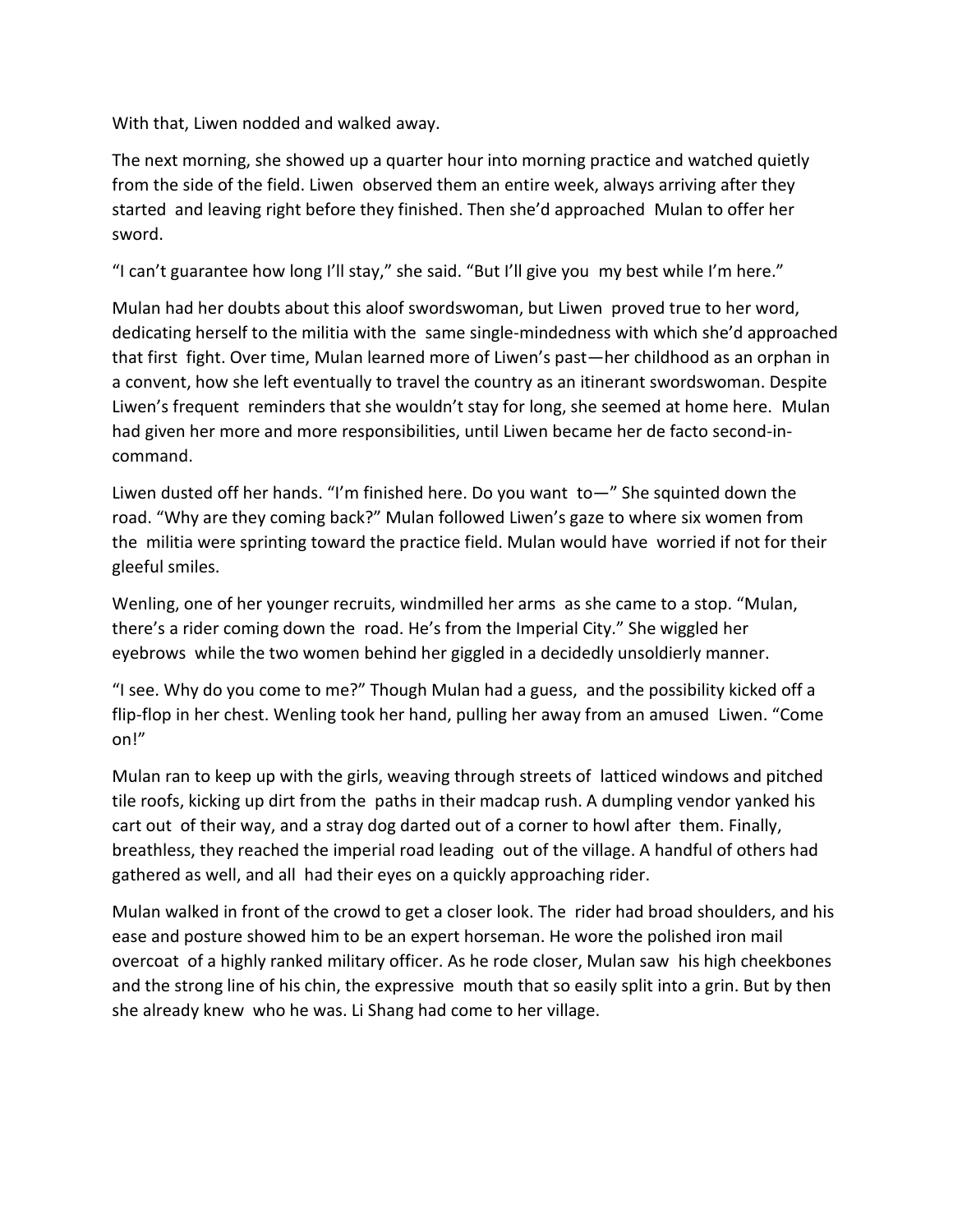With that, Liwen nodded and walked away.

The next morning, she showed up a quarter hour into morning practice and watched quietly from the side of the field. Liwen observed them an entire week, always arriving after they started and leaving right before they finished. Then she'd approached Mulan to offer her sword.

"I can't guarantee how long I'll stay," she said. "But I'll give you my best while I'm here."

Mulan had her doubts about this aloof swordswoman, but Liwen proved true to her word, dedicating herself to the militia with the same single-mindedness with which she'd approached that first fight. Over time, Mulan learned more of Liwen's past—her childhood as an orphan in a convent, how she left eventually to travel the country as an itinerant swordswoman. Despite Liwen's frequent reminders that she wouldn't stay for long, she seemed at home here. Mulan had given her more and more responsibilities, until Liwen became her de facto second-in-command.

Liwen dusted off her hands. "I'm finished here. Do you want to—" She squinted down the road. "Why are they coming back?" Mulan followed Liwen's gaze to where six women from the militia were sprinting toward the practice field. Mulan would have worried if not for their gleeful smiles.

Wenling, one of her younger recruits, windmilled her arms as she came to a stop. "Mulan, there's a rider coming down the road. He's from the Imperial City." She wiggled her eyebrows while the two women behind her giggled in a decidedly unsoldierly manner.

"I see. Why do you come to me?" Though Mulan had a guess, and the possibility kicked off a flip-flop in her chest. Wenling took her hand, pulling her away from an amused Liwen. "Come on!"

Mulan ran to keep up with the girls, weaving through streets of latticed windows and pitched tile roofs, kicking up dirt from the paths in their madcap rush. A dumpling vendor yanked his cart out of their way, and a stray dog darted out of a corner to howl after them. Finally, breathless, they reached the imperial road leading out of the village. A handful of others had gathered as well, and all had their eyes on a quickly approaching rider.

Mulan walked in front of the crowd to get a closer look. The rider had broad shoulders, and his ease and posture showed him to be an expert horseman. He wore the polished iron mail overcoat of a highly ranked military officer. As he rode closer, Mulan saw his high cheekbones and the strong line of his chin, the expressive mouth that so easily split into a grin. But by then she already knew who he was. Li Shang had come to her village.